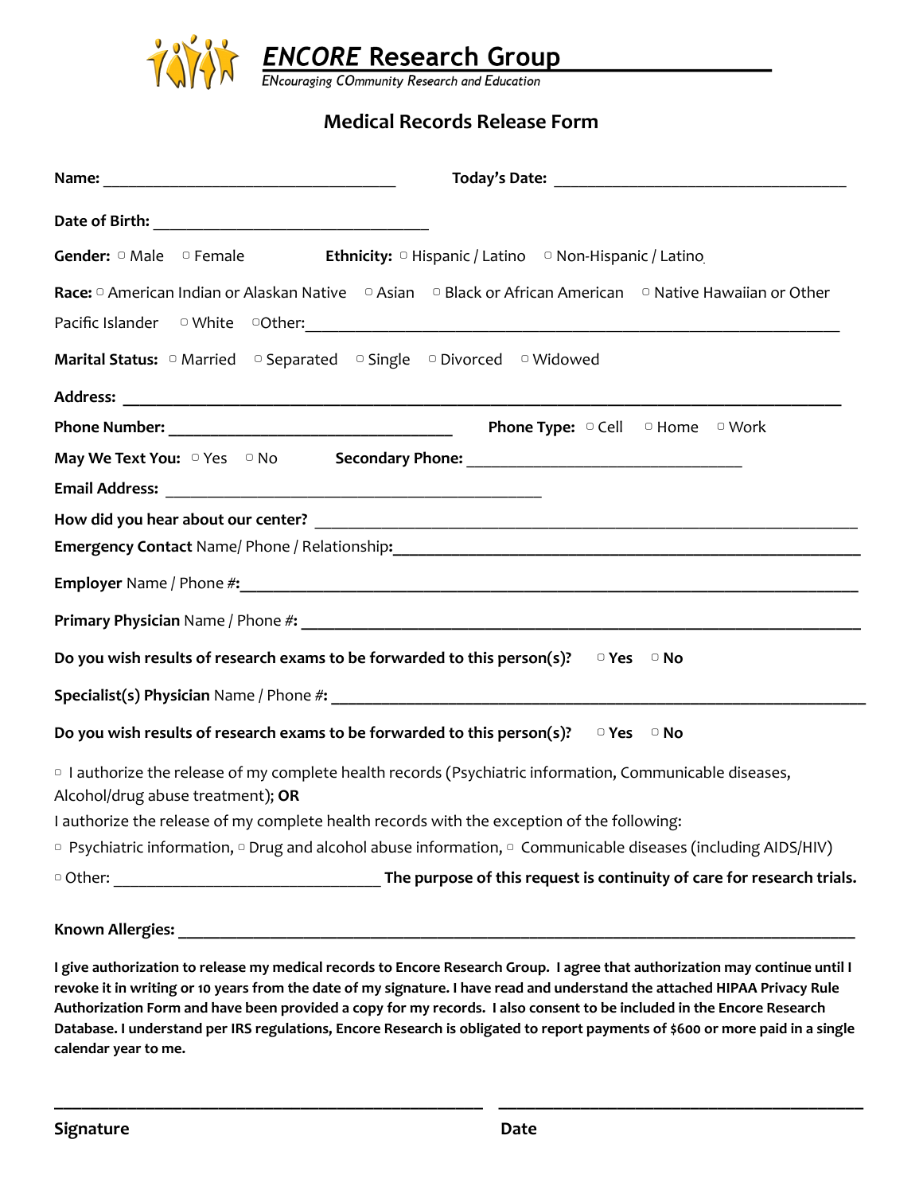***ENCORE* Research Group**

*ENcouraging COmmunity Research and Education*

## Medical Records Release Form

**Name:** ___________________________________ **Today's Date:** ___________________________________

**Date of Birth:** _________________________________

**Gender:** ▢ Male ▢ Female **Ethnicity:** ▢ Hispanic / Latino ▢ Non-Hispanic / Latino

**Race:** ▢ American Indian or Alaskan Native ▢ Asian ▢ Black or African American ▢ Native Hawaiian or Other Pacific Islander ▢ White ▢Other:_________________________________________________________________

**Marital Status:** ▢ Married ▢ Separated ▢ Single ▢ Divorced ▢ Widowed

**Address:** _____________________________________________________________________________________

**Phone Number:** __________________________________ **Phone Type:** ▢ Cell ▢ Home ▢ Work

**May We Text You:** ▢ Yes ▢ No **Secondary Phone:** _________________________________

**Email Address:** ____________________________________________

**How did you hear about our center?** _________________________________________________________________

**Emergency Contact** Name/ Phone / Relationship**:**________________________________________________________

**Employer** Name / Phone #**:**__________________________________________________________________________

**Primary Physician** Name / Phone #**:** ______________________________________________________________________

**Do you wish results of research exams to be forwarded to this person(s)?** ▢ **Yes** ▢ **No**

**Specialist(s) Physician** Name / Phone #**:** ________________________________________________________________

**Do you wish results of research exams to be forwarded to this person(s)?** ▢ **Yes** ▢ **No**

▢ I authorize the release of my complete health records (Psychiatric information, Communicable diseases, Alcohol/drug abuse treatment); **OR**

I authorize the release of my complete health records with the exception of the following:

▢ Psychiatric information, ▢ Drug and alcohol abuse information, ▢ Communicable diseases (including AIDS/HIV)

▢ Other: ________________________________ **The purpose of this request is continuity of care for research trials.**

**Known Allergies:** ________________________________________________________________________________

**I give authorization to release my medical records to Encore Research Group. I agree that authorization may continue until I revoke it in writing or 10 years from the date of my signature. I have read and understand the attached HIPAA Privacy Rule Authorization Form and have been provided a copy for my records. I also consent to be included in the Encore Research Database. I understand per IRS regulations, Encore Research is obligated to report payments of $600 or more paid in a single calendar year to me.**

__________________________________________________ ____________________________________________

**Signature** **Date**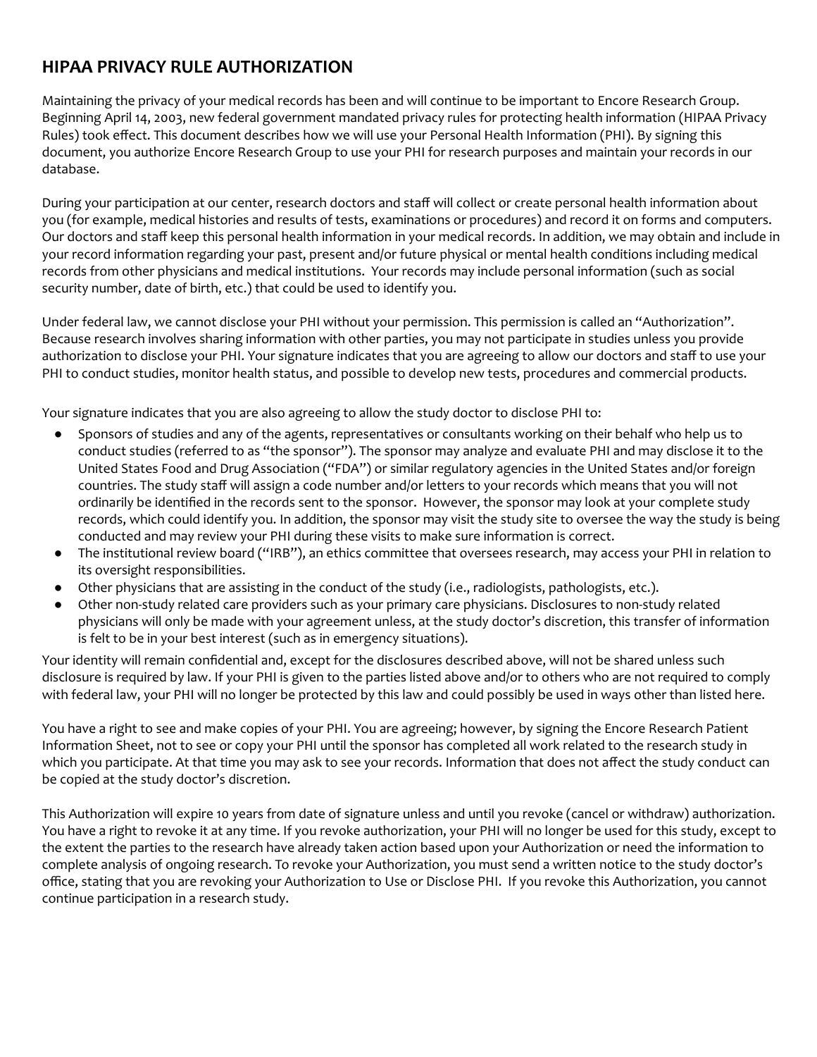## HIPAA PRIVACY RULE AUTHORIZATION

Maintaining the privacy of your medical records has been and will continue to be important to Encore Research Group. Beginning April 14, 2003, new federal government mandated privacy rules for protecting health information (HIPAA Privacy Rules) took effect. This document describes how we will use your Personal Health Information (PHI). By signing this document, you authorize Encore Research Group to use your PHI for research purposes and maintain your records in our database.

During your participation at our center, research doctors and staff will collect or create personal health information about you (for example, medical histories and results of tests, examinations or procedures) and record it on forms and computers. Our doctors and staff keep this personal health information in your medical records. In addition, we may obtain and include in your record information regarding your past, present and/or future physical or mental health conditions including medical records from other physicians and medical institutions. Your records may include personal information (such as social security number, date of birth, etc.) that could be used to identify you.

Under federal law, we cannot disclose your PHI without your permission. This permission is called an "Authorization". Because research involves sharing information with other parties, you may not participate in studies unless you provide authorization to disclose your PHI. Your signature indicates that you are agreeing to allow our doctors and staff to use your PHI to conduct studies, monitor health status, and possible to develop new tests, procedures and commercial products.

Your signature indicates that you are also agreeing to allow the study doctor to disclose PHI to:

- Sponsors of studies and any of the agents, representatives or consultants working on their behalf who help us to conduct studies (referred to as "the sponsor"). The sponsor may analyze and evaluate PHI and may disclose it to the United States Food and Drug Association ("FDA") or similar regulatory agencies in the United States and/or foreign countries. The study staff will assign a code number and/or letters to your records which means that you will not ordinarily be identified in the records sent to the sponsor. However, the sponsor may look at your complete study records, which could identify you. In addition, the sponsor may visit the study site to oversee the way the study is being conducted and may review your PHI during these visits to make sure information is correct.
- The institutional review board ("IRB"), an ethics committee that oversees research, may access your PHI in relation to its oversight responsibilities.
- Other physicians that are assisting in the conduct of the study (i.e., radiologists, pathologists, etc.).
- Other non-study related care providers such as your primary care physicians. Disclosures to non-study related physicians will only be made with your agreement unless, at the study doctor's discretion, this transfer of information is felt to be in your best interest (such as in emergency situations).

Your identity will remain confidential and, except for the disclosures described above, will not be shared unless such disclosure is required by law. If your PHI is given to the parties listed above and/or to others who are not required to comply with federal law, your PHI will no longer be protected by this law and could possibly be used in ways other than listed here.

You have a right to see and make copies of your PHI. You are agreeing; however, by signing the Encore Research Patient Information Sheet, not to see or copy your PHI until the sponsor has completed all work related to the research study in which you participate. At that time you may ask to see your records. Information that does not affect the study conduct can be copied at the study doctor's discretion.

This Authorization will expire 10 years from date of signature unless and until you revoke (cancel or withdraw) authorization. You have a right to revoke it at any time. If you revoke authorization, your PHI will no longer be used for this study, except to the extent the parties to the research have already taken action based upon your Authorization or need the information to complete analysis of ongoing research. To revoke your Authorization, you must send a written notice to the study doctor's office, stating that you are revoking your Authorization to Use or Disclose PHI. If you revoke this Authorization, you cannot continue participation in a research study.